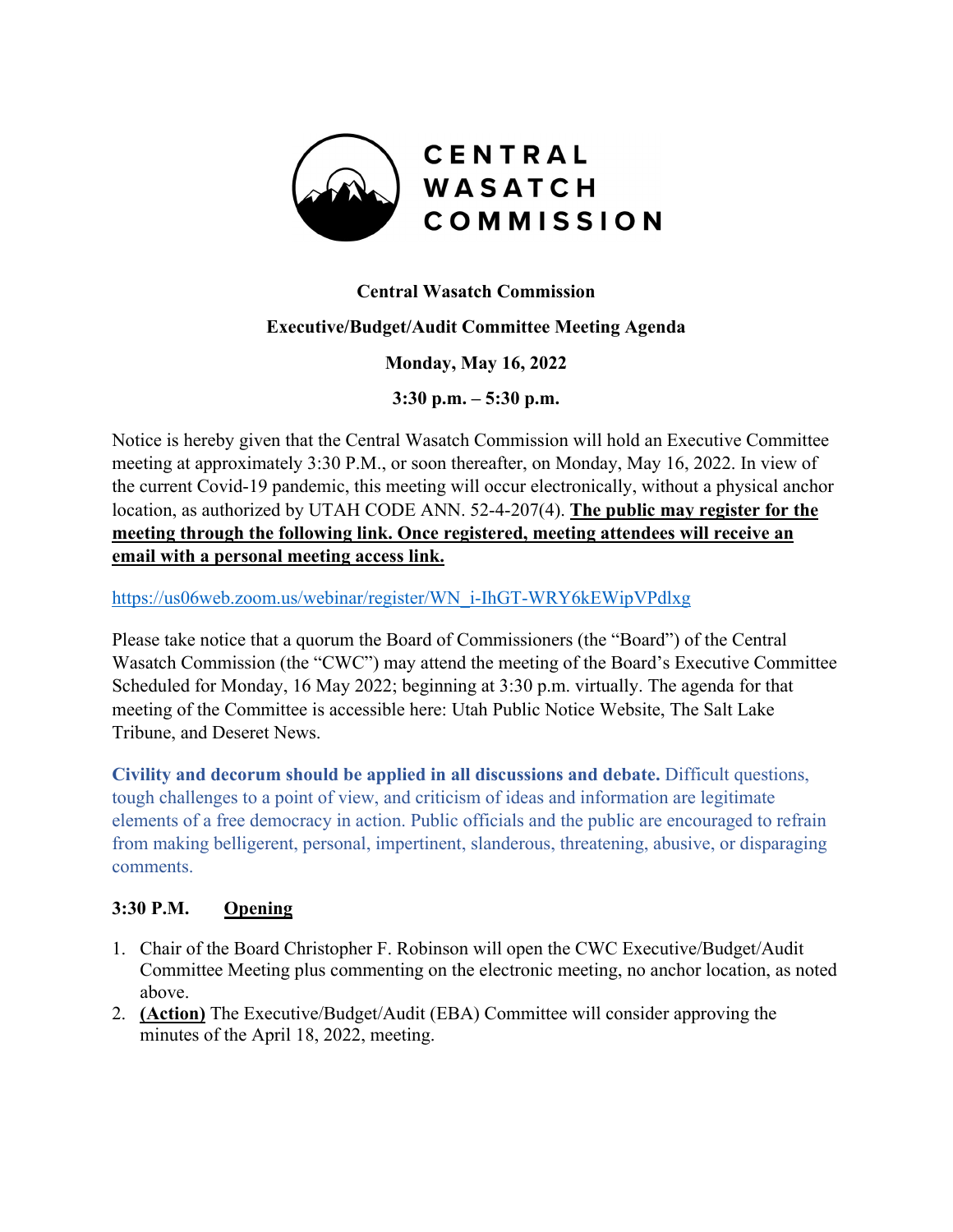CENTRAL WASATCH COMMISSION

**Central Wasatch Commission**

**Executive/Budget/Audit Committee Meeting Agenda**

**Monday, May 16, 2022**

**3:30 p.m. – 5:30 p.m.**

Notice is hereby given that the Central Wasatch Commission will hold an Executive Committee meeting at approximately 3:30 P.M., or soon thereafter, on Monday, May 16, 2022. In view of the current Covid-19 pandemic, this meeting will occur electronically, without a physical anchor location, as authorized by UTAH CODE ANN. 52-4-207(4). **The public may register for the meeting through the following link. Once registered, meeting attendees will receive an email with a personal meeting access link.**

https://us06web.zoom.us/webinar/register/WN_i-IhGT-WRY6kEWipVPdlxg

Please take notice that a quorum the Board of Commissioners (the "Board") of the Central Wasatch Commission (the "CWC") may attend the meeting of the Board's Executive Committee Scheduled for Monday, 16 May 2022; beginning at 3:30 p.m. virtually. The agenda for that meeting of the Committee is accessible here: Utah Public Notice Website, The Salt Lake Tribune, and Deseret News.

**Civility and decorum should be applied in all discussions and debate.** Difficult questions, tough challenges to a point of view, and criticism of ideas and information are legitimate elements of a free democracy in action. Public officials and the public are encouraged to refrain from making belligerent, personal, impertinent, slanderous, threatening, abusive, or disparaging comments.

**3:30 P.M. Opening**

1. Chair of the Board Christopher F. Robinson will open the CWC Executive/Budget/Audit Committee Meeting plus commenting on the electronic meeting, no anchor location, as noted above.
2. **(Action)** The Executive/Budget/Audit (EBA) Committee will consider approving the minutes of the April 18, 2022, meeting.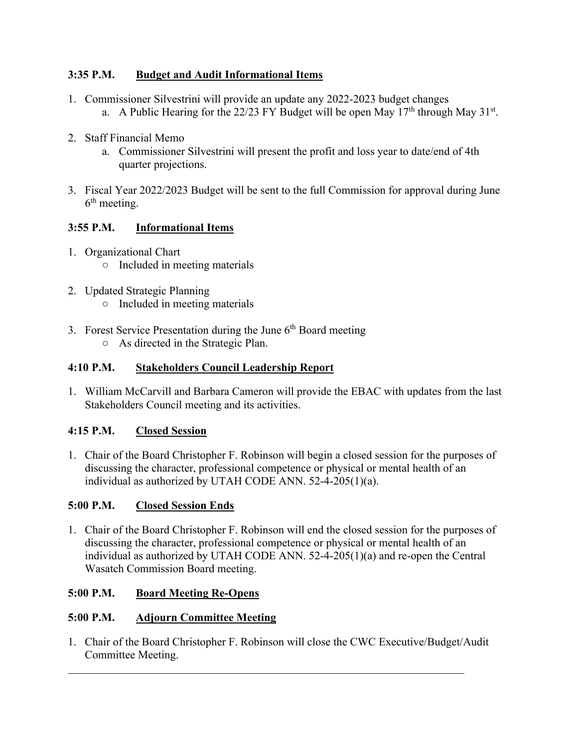**3:35 P.M.** **<u>Budget and Audit Informational Items</u>**

1. Commissioner Silvestrini will provide an update any 2022-2023 budget changes
   a. A Public Hearing for the 22/23 FY Budget will be open May 17th through May 31st.

2. Staff Financial Memo
   a. Commissioner Silvestrini will present the profit and loss year to date/end of 4th quarter projections.

3. Fiscal Year 2022/2023 Budget will be sent to the full Commission for approval during June 6th meeting.

**3:55 P.M.** **<u>Informational Items</u>**

1. Organizational Chart
   - Included in meeting materials

2. Updated Strategic Planning
   - Included in meeting materials

3. Forest Service Presentation during the June 6th Board meeting
   - As directed in the Strategic Plan.

**4:10 P.M.** **<u>Stakeholders Council Leadership Report</u>**

1. William McCarvill and Barbara Cameron will provide the EBAC with updates from the last Stakeholders Council meeting and its activities.

**4:15 P.M.** **<u>Closed Session</u>**

1. Chair of the Board Christopher F. Robinson will begin a closed session for the purposes of discussing the character, professional competence or physical or mental health of an individual as authorized by UTAH CODE ANN. 52-4-205(1)(a).

**5:00 P.M.** **<u>Closed Session Ends</u>**

1. Chair of the Board Christopher F. Robinson will end the closed session for the purposes of discussing the character, professional competence or physical or mental health of an individual as authorized by UTAH CODE ANN. 52-4-205(1)(a) and re-open the Central Wasatch Commission Board meeting.

**5:00 P.M.** **<u>Board Meeting Re-Opens</u>**

**5:00 P.M.** **<u>Adjourn Committee Meeting</u>**

1. Chair of the Board Christopher F. Robinson will close the CWC Executive/Budget/Audit Committee Meeting.

---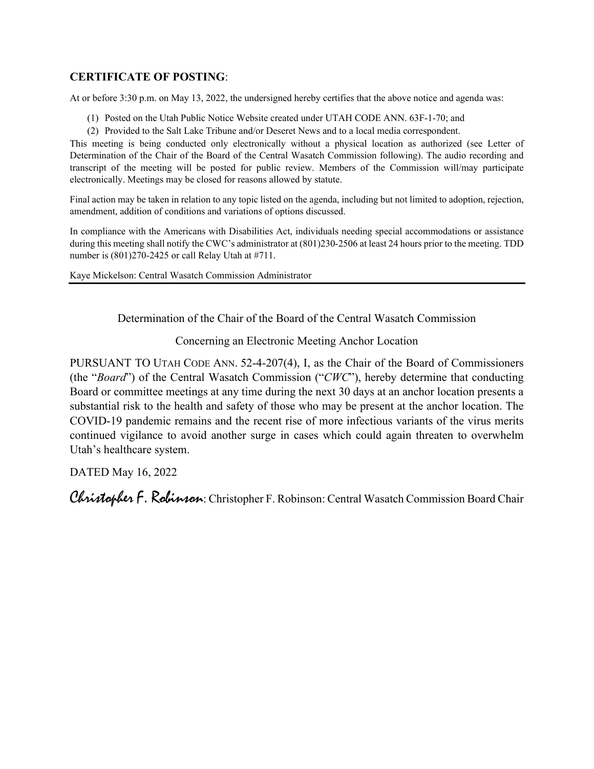## CERTIFICATE OF POSTING:

At or before 3:30 p.m. on May 13, 2022, the undersigned hereby certifies that the above notice and agenda was:

(1) Posted on the Utah Public Notice Website created under UTAH CODE ANN. 63F-1-70; and
(2) Provided to the Salt Lake Tribune and/or Deseret News and to a local media correspondent.

This meeting is being conducted only electronically without a physical location as authorized (see Letter of Determination of the Chair of the Board of the Central Wasatch Commission following). The audio recording and transcript of the meeting will be posted for public review. Members of the Commission will/may participate electronically. Meetings may be closed for reasons allowed by statute.

Final action may be taken in relation to any topic listed on the agenda, including but not limited to adoption, rejection, amendment, addition of conditions and variations of options discussed.

In compliance with the Americans with Disabilities Act, individuals needing special accommodations or assistance during this meeting shall notify the CWC's administrator at (801)230-2506 at least 24 hours prior to the meeting. TDD number is (801)270-2425 or call Relay Utah at #711.

Kaye Mickelson: Central Wasatch Commission Administrator

---

Determination of the Chair of the Board of the Central Wasatch Commission

Concerning an Electronic Meeting Anchor Location

PURSUANT TO UTAH CODE ANN. 52-4-207(4), I, as the Chair of the Board of Commissioners (the "*Board*") of the Central Wasatch Commission ("*CWC*"), hereby determine that conducting Board or committee meetings at any time during the next 30 days at an anchor location presents a substantial risk to the health and safety of those who may be present at the anchor location. The COVID-19 pandemic remains and the recent rise of more infectious variants of the virus merits continued vigilance to avoid another surge in cases which could again threaten to overwhelm Utah's healthcare system.

DATED May 16, 2022

*Christopher F. Robinson*: Christopher F. Robinson: Central Wasatch Commission Board Chair